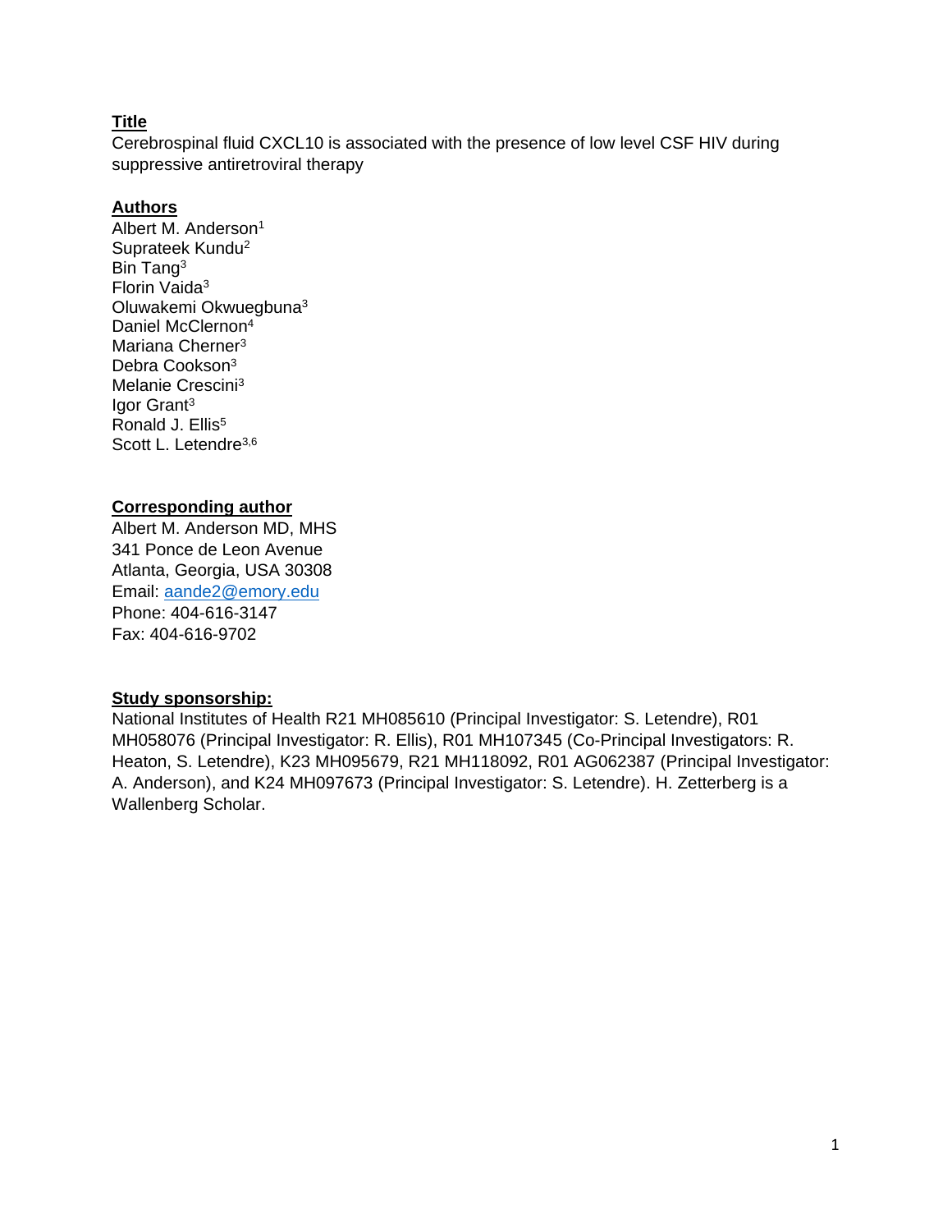## Title

Cerebrospinal fluid CXCL10 is associated with the presence of low level CSF HIV during suppressive antiretroviral therapy

## Authors

Albert M. Anderson[1]
Suprateek Kundu[2]
Bin Tang[3]
Florin Vaida[3]
Oluwakemi Okwuegbuna[3]
Daniel McClernon[4]
Mariana Cherner[3]
Debra Cookson[3]
Melanie Crescini[3]
Igor Grant[3]
Ronald J. Ellis[5]
Scott L. Letendre[3,6]

## Corresponding author

Albert M. Anderson MD, MHS
341 Ponce de Leon Avenue
Atlanta, Georgia, USA 30308
Email: aande2@emory.edu
Phone: 404-616-3147
Fax: 404-616-9702

## Study sponsorship:

National Institutes of Health R21 MH085610 (Principal Investigator: S. Letendre), R01 MH058076 (Principal Investigator: R. Ellis), R01 MH107345 (Co-Principal Investigators: R. Heaton, S. Letendre), K23 MH095679, R21 MH118092, R01 AG062387 (Principal Investigator: A. Anderson), and K24 MH097673 (Principal Investigator: S. Letendre). H. Zetterberg is a Wallenberg Scholar.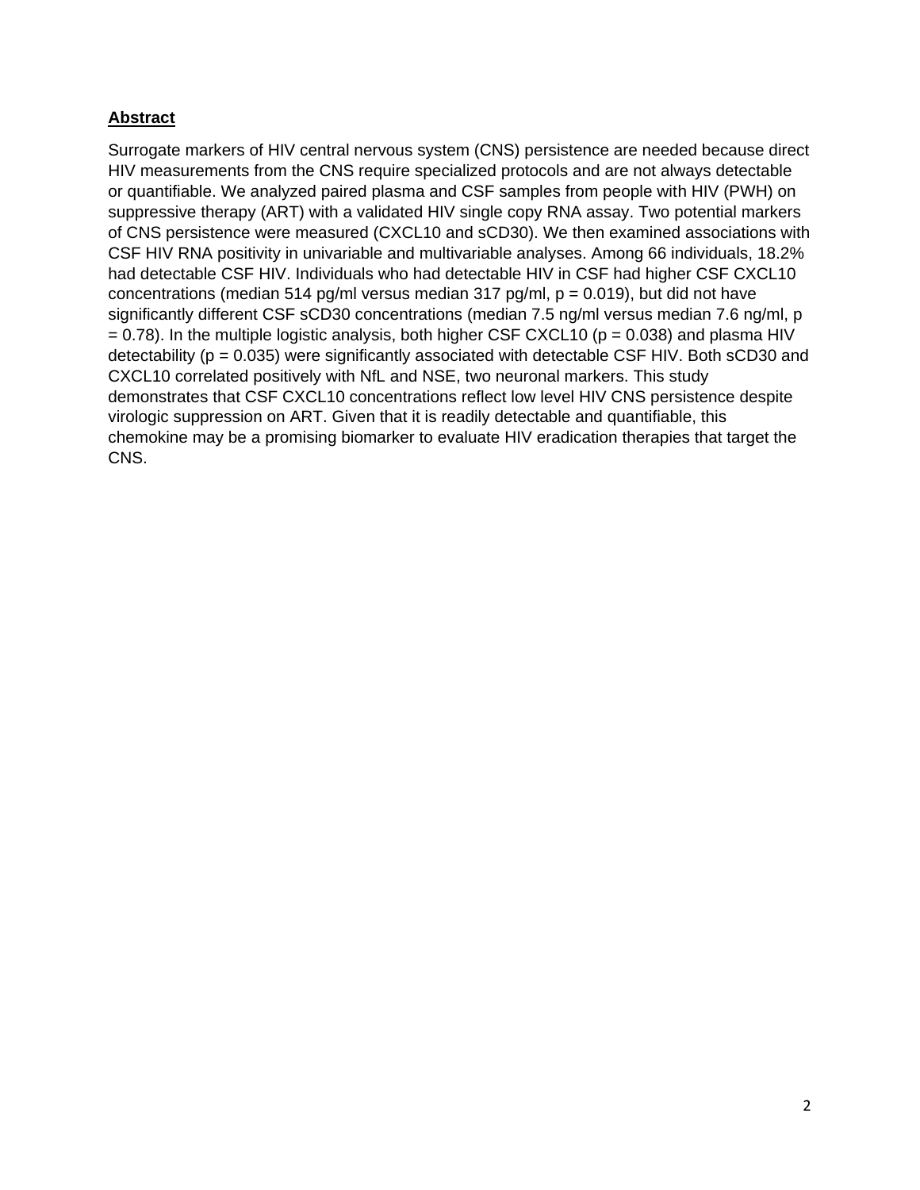## Abstract

Surrogate markers of HIV central nervous system (CNS) persistence are needed because direct HIV measurements from the CNS require specialized protocols and are not always detectable or quantifiable. We analyzed paired plasma and CSF samples from people with HIV (PWH) on suppressive therapy (ART) with a validated HIV single copy RNA assay. Two potential markers of CNS persistence were measured (CXCL10 and sCD30). We then examined associations with CSF HIV RNA positivity in univariable and multivariable analyses. Among 66 individuals, 18.2% had detectable CSF HIV. Individuals who had detectable HIV in CSF had higher CSF CXCL10 concentrations (median 514 pg/ml versus median 317 pg/ml, $p = 0.019$), but did not have significantly different CSF sCD30 concentrations (median 7.5 ng/ml versus median 7.6 ng/ml, $p = 0.78$). In the multiple logistic analysis, both higher CSF CXCL10 ($p = 0.038$) and plasma HIV detectability ($p = 0.035$) were significantly associated with detectable CSF HIV. Both sCD30 and CXCL10 correlated positively with NfL and NSE, two neuronal markers. This study demonstrates that CSF CXCL10 concentrations reflect low level HIV CNS persistence despite virologic suppression on ART. Given that it is readily detectable and quantifiable, this chemokine may be a promising biomarker to evaluate HIV eradication therapies that target the CNS.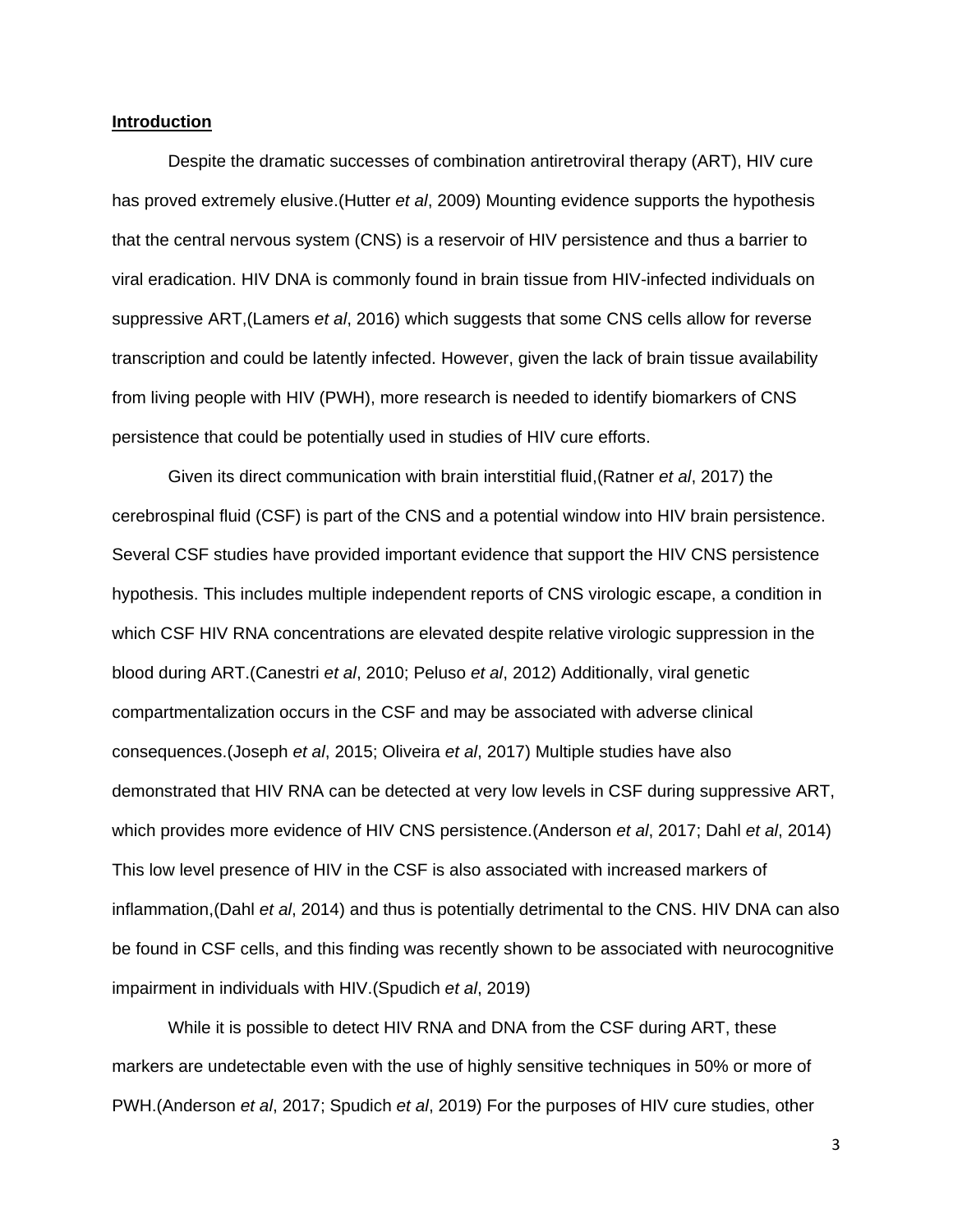## Introduction

Despite the dramatic successes of combination antiretroviral therapy (ART), HIV cure has proved extremely elusive.(Hutter *et al*, 2009) Mounting evidence supports the hypothesis that the central nervous system (CNS) is a reservoir of HIV persistence and thus a barrier to viral eradication. HIV DNA is commonly found in brain tissue from HIV-infected individuals on suppressive ART,(Lamers *et al*, 2016) which suggests that some CNS cells allow for reverse transcription and could be latently infected. However, given the lack of brain tissue availability from living people with HIV (PWH), more research is needed to identify biomarkers of CNS persistence that could be potentially used in studies of HIV cure efforts.

Given its direct communication with brain interstitial fluid,(Ratner *et al*, 2017) the cerebrospinal fluid (CSF) is part of the CNS and a potential window into HIV brain persistence. Several CSF studies have provided important evidence that support the HIV CNS persistence hypothesis. This includes multiple independent reports of CNS virologic escape, a condition in which CSF HIV RNA concentrations are elevated despite relative virologic suppression in the blood during ART.(Canestri *et al*, 2010; Peluso *et al*, 2012) Additionally, viral genetic compartmentalization occurs in the CSF and may be associated with adverse clinical consequences.(Joseph *et al*, 2015; Oliveira *et al*, 2017) Multiple studies have also demonstrated that HIV RNA can be detected at very low levels in CSF during suppressive ART, which provides more evidence of HIV CNS persistence.(Anderson *et al*, 2017; Dahl *et al*, 2014) This low level presence of HIV in the CSF is also associated with increased markers of inflammation,(Dahl *et al*, 2014) and thus is potentially detrimental to the CNS. HIV DNA can also be found in CSF cells, and this finding was recently shown to be associated with neurocognitive impairment in individuals with HIV.(Spudich *et al*, 2019)

While it is possible to detect HIV RNA and DNA from the CSF during ART, these markers are undetectable even with the use of highly sensitive techniques in 50% or more of PWH.(Anderson *et al*, 2017; Spudich *et al*, 2019) For the purposes of HIV cure studies, other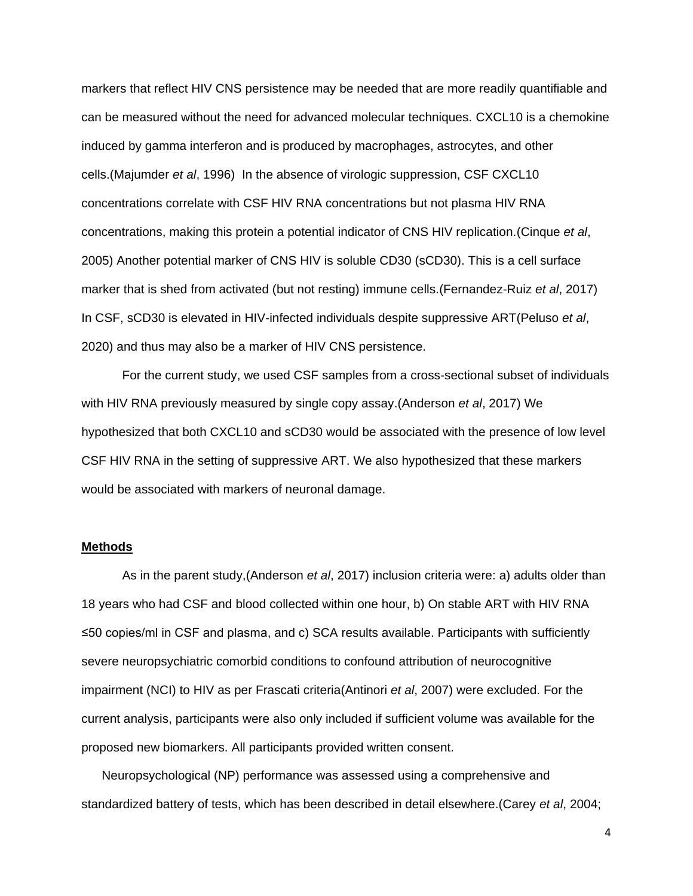markers that reflect HIV CNS persistence may be needed that are more readily quantifiable and can be measured without the need for advanced molecular techniques. CXCL10 is a chemokine induced by gamma interferon and is produced by macrophages, astrocytes, and other cells.(Majumder *et al*, 1996) In the absence of virologic suppression, CSF CXCL10 concentrations correlate with CSF HIV RNA concentrations but not plasma HIV RNA concentrations, making this protein a potential indicator of CNS HIV replication.(Cinque *et al*, 2005) Another potential marker of CNS HIV is soluble CD30 (sCD30). This is a cell surface marker that is shed from activated (but not resting) immune cells.(Fernandez-Ruiz *et al*, 2017) In CSF, sCD30 is elevated in HIV-infected individuals despite suppressive ART(Peluso *et al*, 2020) and thus may also be a marker of HIV CNS persistence.

For the current study, we used CSF samples from a cross-sectional subset of individuals with HIV RNA previously measured by single copy assay.(Anderson *et al*, 2017) We hypothesized that both CXCL10 and sCD30 would be associated with the presence of low level CSF HIV RNA in the setting of suppressive ART. We also hypothesized that these markers would be associated with markers of neuronal damage.

## Methods

As in the parent study,(Anderson *et al*, 2017) inclusion criteria were: a) adults older than 18 years who had CSF and blood collected within one hour, b) On stable ART with HIV RNA ≤50 copies/ml in CSF and plasma, and c) SCA results available. Participants with sufficiently severe neuropsychiatric comorbid conditions to confound attribution of neurocognitive impairment (NCI) to HIV as per Frascati criteria(Antinori *et al*, 2007) were excluded. For the current analysis, participants were also only included if sufficient volume was available for the proposed new biomarkers. All participants provided written consent.

Neuropsychological (NP) performance was assessed using a comprehensive and standardized battery of tests, which has been described in detail elsewhere.(Carey *et al*, 2004;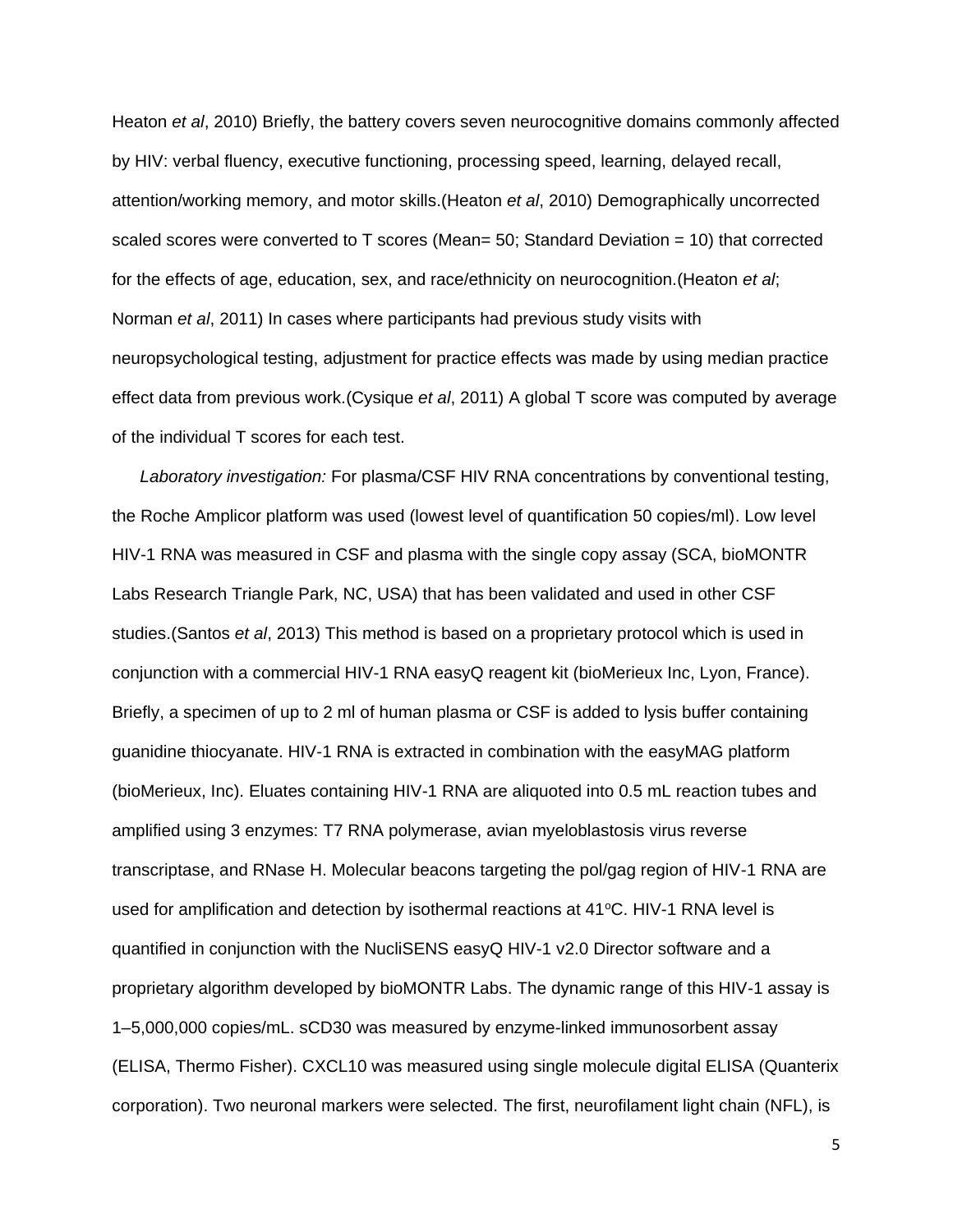Heaton *et al*, 2010) Briefly, the battery covers seven neurocognitive domains commonly affected by HIV: verbal fluency, executive functioning, processing speed, learning, delayed recall, attention/working memory, and motor skills.(Heaton *et al*, 2010) Demographically uncorrected scaled scores were converted to T scores (Mean= 50; Standard Deviation = 10) that corrected for the effects of age, education, sex, and race/ethnicity on neurocognition.(Heaton *et al*; Norman *et al*, 2011) In cases where participants had previous study visits with neuropsychological testing, adjustment for practice effects was made by using median practice effect data from previous work.(Cysique *et al*, 2011) A global T score was computed by average of the individual T scores for each test.

*Laboratory investigation:* For plasma/CSF HIV RNA concentrations by conventional testing, the Roche Amplicor platform was used (lowest level of quantification 50 copies/ml). Low level HIV-1 RNA was measured in CSF and plasma with the single copy assay (SCA, bioMONTR Labs Research Triangle Park, NC, USA) that has been validated and used in other CSF studies.(Santos *et al*, 2013) This method is based on a proprietary protocol which is used in conjunction with a commercial HIV-1 RNA easyQ reagent kit (bioMerieux Inc, Lyon, France). Briefly, a specimen of up to 2 ml of human plasma or CSF is added to lysis buffer containing guanidine thiocyanate. HIV-1 RNA is extracted in combination with the easyMAG platform (bioMerieux, Inc). Eluates containing HIV-1 RNA are aliquoted into 0.5 mL reaction tubes and amplified using 3 enzymes: T7 RNA polymerase, avian myeloblastosis virus reverse transcriptase, and RNase H. Molecular beacons targeting the pol/gag region of HIV-1 RNA are used for amplification and detection by isothermal reactions at 41ºC. HIV-1 RNA level is quantified in conjunction with the NucliSENS easyQ HIV-1 v2.0 Director software and a proprietary algorithm developed by bioMONTR Labs. The dynamic range of this HIV-1 assay is 1–5,000,000 copies/mL. sCD30 was measured by enzyme-linked immunosorbent assay (ELISA, Thermo Fisher). CXCL10 was measured using single molecule digital ELISA (Quanterix corporation). Two neuronal markers were selected. The first, neurofilament light chain (NFL), is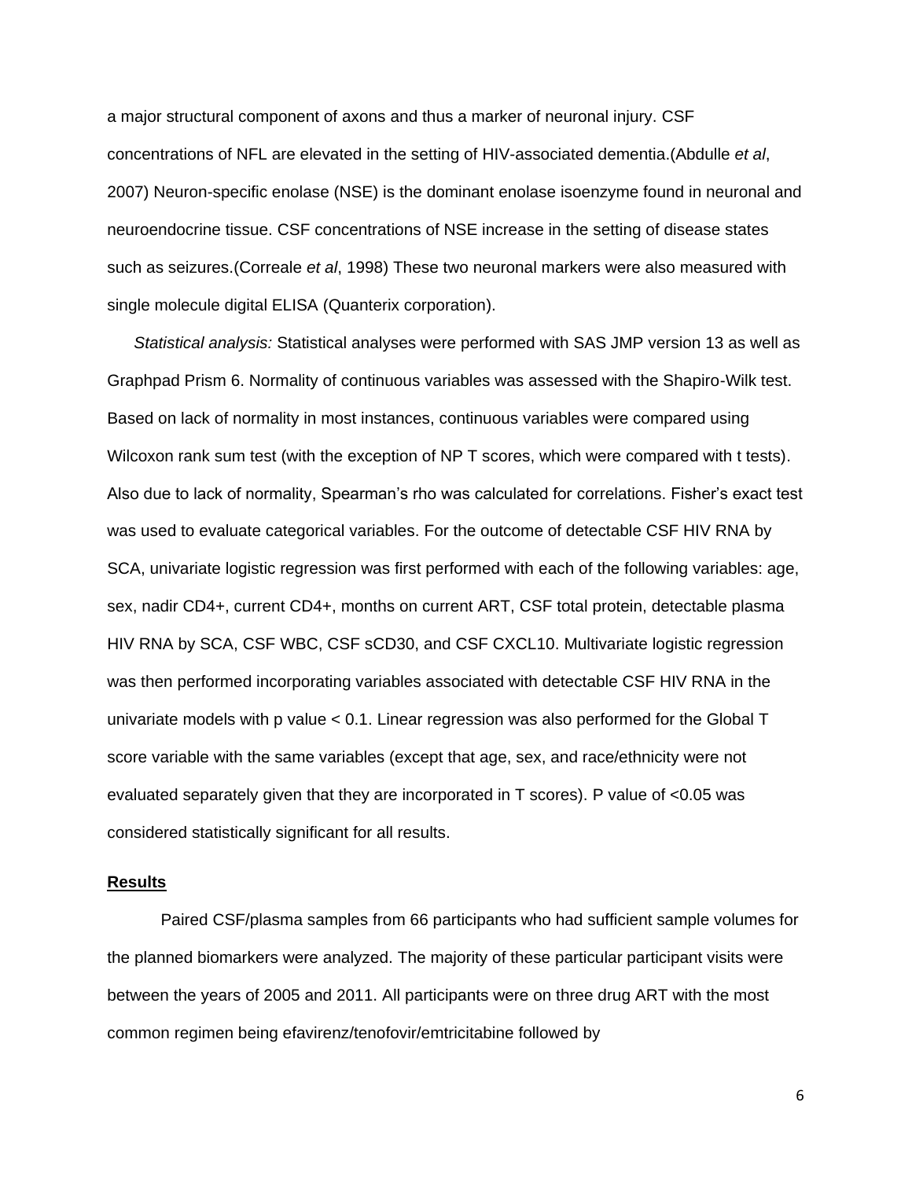a major structural component of axons and thus a marker of neuronal injury. CSF concentrations of NFL are elevated in the setting of HIV-associated dementia.(Abdulle *et al*, 2007) Neuron-specific enolase (NSE) is the dominant enolase isoenzyme found in neuronal and neuroendocrine tissue. CSF concentrations of NSE increase in the setting of disease states such as seizures.(Correale *et al*, 1998) These two neuronal markers were also measured with single molecule digital ELISA (Quanterix corporation).

*Statistical analysis:* Statistical analyses were performed with SAS JMP version 13 as well as Graphpad Prism 6. Normality of continuous variables was assessed with the Shapiro-Wilk test. Based on lack of normality in most instances, continuous variables were compared using Wilcoxon rank sum test (with the exception of NP T scores, which were compared with t tests). Also due to lack of normality, Spearman's rho was calculated for correlations. Fisher's exact test was used to evaluate categorical variables. For the outcome of detectable CSF HIV RNA by SCA, univariate logistic regression was first performed with each of the following variables: age, sex, nadir CD4+, current CD4+, months on current ART, CSF total protein, detectable plasma HIV RNA by SCA, CSF WBC, CSF sCD30, and CSF CXCL10. Multivariate logistic regression was then performed incorporating variables associated with detectable CSF HIV RNA in the univariate models with p value $< 0.1$. Linear regression was also performed for the Global T score variable with the same variables (except that age, sex, and race/ethnicity were not evaluated separately given that they are incorporated in T scores). P value of $<0.05$ was considered statistically significant for all results.

## Results

Paired CSF/plasma samples from 66 participants who had sufficient sample volumes for the planned biomarkers were analyzed. The majority of these particular participant visits were between the years of 2005 and 2011. All participants were on three drug ART with the most common regimen being efavirenz/tenofovir/emtricitabine followed by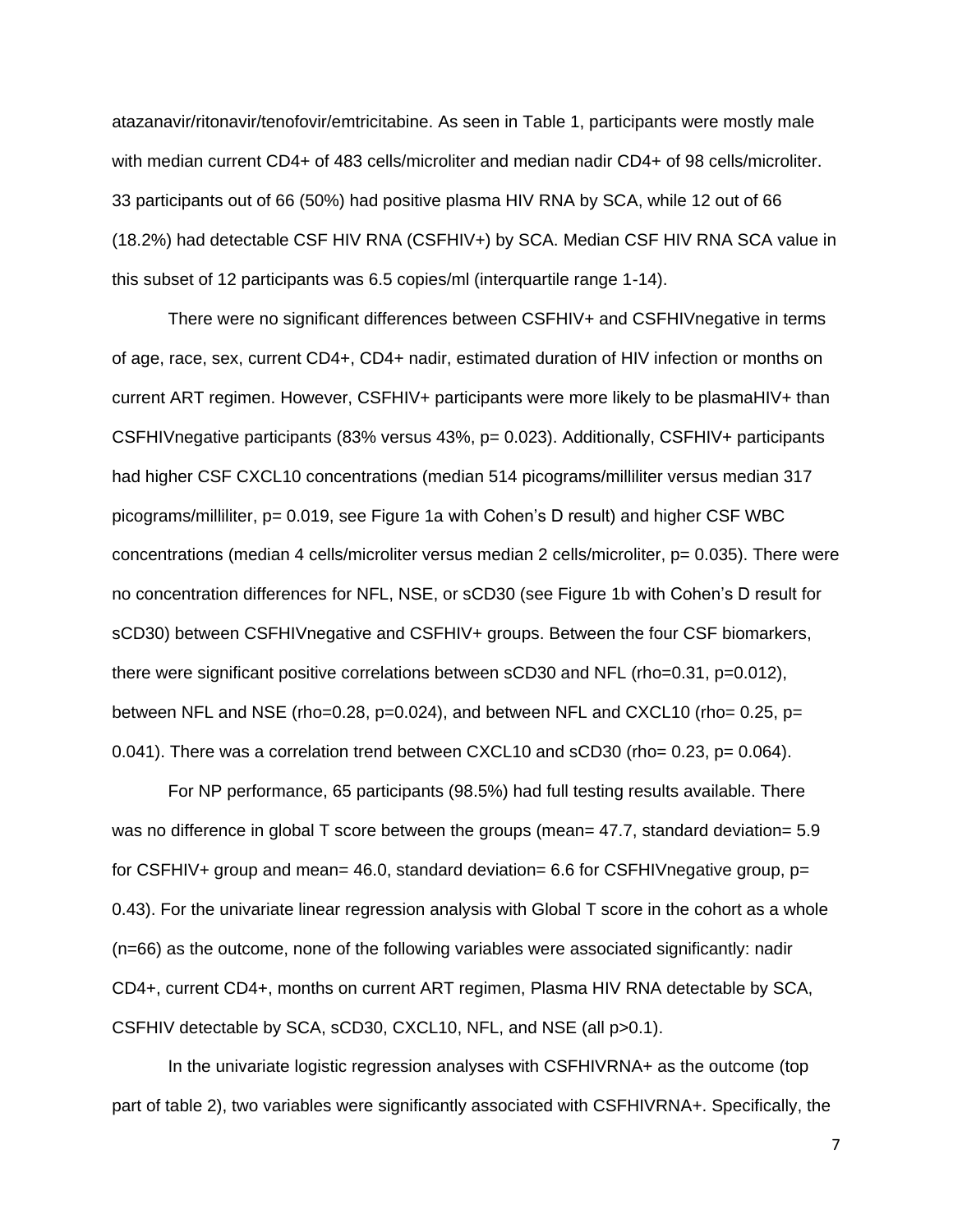atazanavir/ritonavir/tenofovir/emtricitabine. As seen in Table 1, participants were mostly male with median current CD4+ of 483 cells/microliter and median nadir CD4+ of 98 cells/microliter. 33 participants out of 66 (50%) had positive plasma HIV RNA by SCA, while 12 out of 66 (18.2%) had detectable CSF HIV RNA (CSFHIV+) by SCA. Median CSF HIV RNA SCA value in this subset of 12 participants was 6.5 copies/ml (interquartile range 1-14).

There were no significant differences between CSFHIV+ and CSFHIVnegative in terms of age, race, sex, current CD4+, CD4+ nadir, estimated duration of HIV infection or months on current ART regimen. However, CSFHIV+ participants were more likely to be plasmaHIV+ than CSFHIVnegative participants (83% versus 43%, p= 0.023). Additionally, CSFHIV+ participants had higher CSF CXCL10 concentrations (median 514 picograms/milliliter versus median 317 picograms/milliliter, p= 0.019, see Figure 1a with Cohen's D result) and higher CSF WBC concentrations (median 4 cells/microliter versus median 2 cells/microliter, p= 0.035). There were no concentration differences for NFL, NSE, or sCD30 (see Figure 1b with Cohen's D result for sCD30) between CSFHIVnegative and CSFHIV+ groups. Between the four CSF biomarkers, there were significant positive correlations between sCD30 and NFL (rho=0.31, p=0.012), between NFL and NSE (rho=0.28, p=0.024), and between NFL and CXCL10 (rho= 0.25, p= 0.041). There was a correlation trend between CXCL10 and sCD30 (rho= 0.23, p= 0.064).

For NP performance, 65 participants (98.5%) had full testing results available. There was no difference in global T score between the groups (mean= 47.7, standard deviation= 5.9 for CSFHIV+ group and mean= 46.0, standard deviation= 6.6 for CSFHIVnegative group, p= 0.43). For the univariate linear regression analysis with Global T score in the cohort as a whole (n=66) as the outcome, none of the following variables were associated significantly: nadir CD4+, current CD4+, months on current ART regimen, Plasma HIV RNA detectable by SCA, CSFHIV detectable by SCA, sCD30, CXCL10, NFL, and NSE (all p>0.1).

In the univariate logistic regression analyses with CSFHIVRNA+ as the outcome (top part of table 2), two variables were significantly associated with CSFHIVRNA+. Specifically, the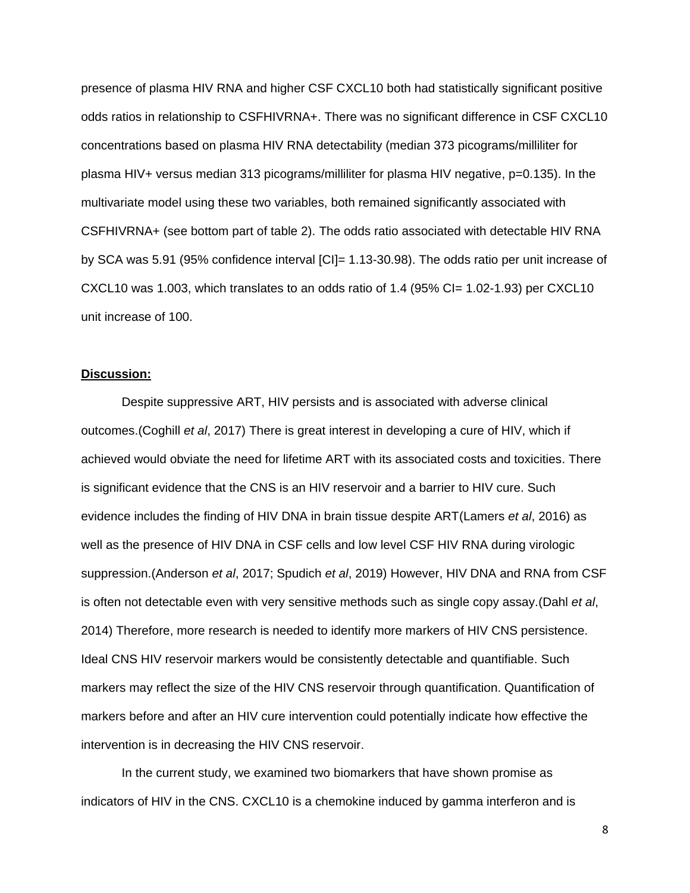presence of plasma HIV RNA and higher CSF CXCL10 both had statistically significant positive odds ratios in relationship to CSFHIVRNA+. There was no significant difference in CSF CXCL10 concentrations based on plasma HIV RNA detectability (median 373 picograms/milliliter for plasma HIV+ versus median 313 picograms/milliliter for plasma HIV negative, p=0.135). In the multivariate model using these two variables, both remained significantly associated with CSFHIVRNA+ (see bottom part of table 2). The odds ratio associated with detectable HIV RNA by SCA was 5.91 (95% confidence interval [CI]= 1.13-30.98). The odds ratio per unit increase of CXCL10 was 1.003, which translates to an odds ratio of 1.4 (95% CI= 1.02-1.93) per CXCL10 unit increase of 100.

**Discussion:**

Despite suppressive ART, HIV persists and is associated with adverse clinical outcomes.(Coghill *et al*, 2017) There is great interest in developing a cure of HIV, which if achieved would obviate the need for lifetime ART with its associated costs and toxicities. There is significant evidence that the CNS is an HIV reservoir and a barrier to HIV cure. Such evidence includes the finding of HIV DNA in brain tissue despite ART(Lamers *et al*, 2016) as well as the presence of HIV DNA in CSF cells and low level CSF HIV RNA during virologic suppression.(Anderson *et al*, 2017; Spudich *et al*, 2019) However, HIV DNA and RNA from CSF is often not detectable even with very sensitive methods such as single copy assay.(Dahl *et al*, 2014) Therefore, more research is needed to identify more markers of HIV CNS persistence. Ideal CNS HIV reservoir markers would be consistently detectable and quantifiable. Such markers may reflect the size of the HIV CNS reservoir through quantification. Quantification of markers before and after an HIV cure intervention could potentially indicate how effective the intervention is in decreasing the HIV CNS reservoir.

In the current study, we examined two biomarkers that have shown promise as indicators of HIV in the CNS. CXCL10 is a chemokine induced by gamma interferon and is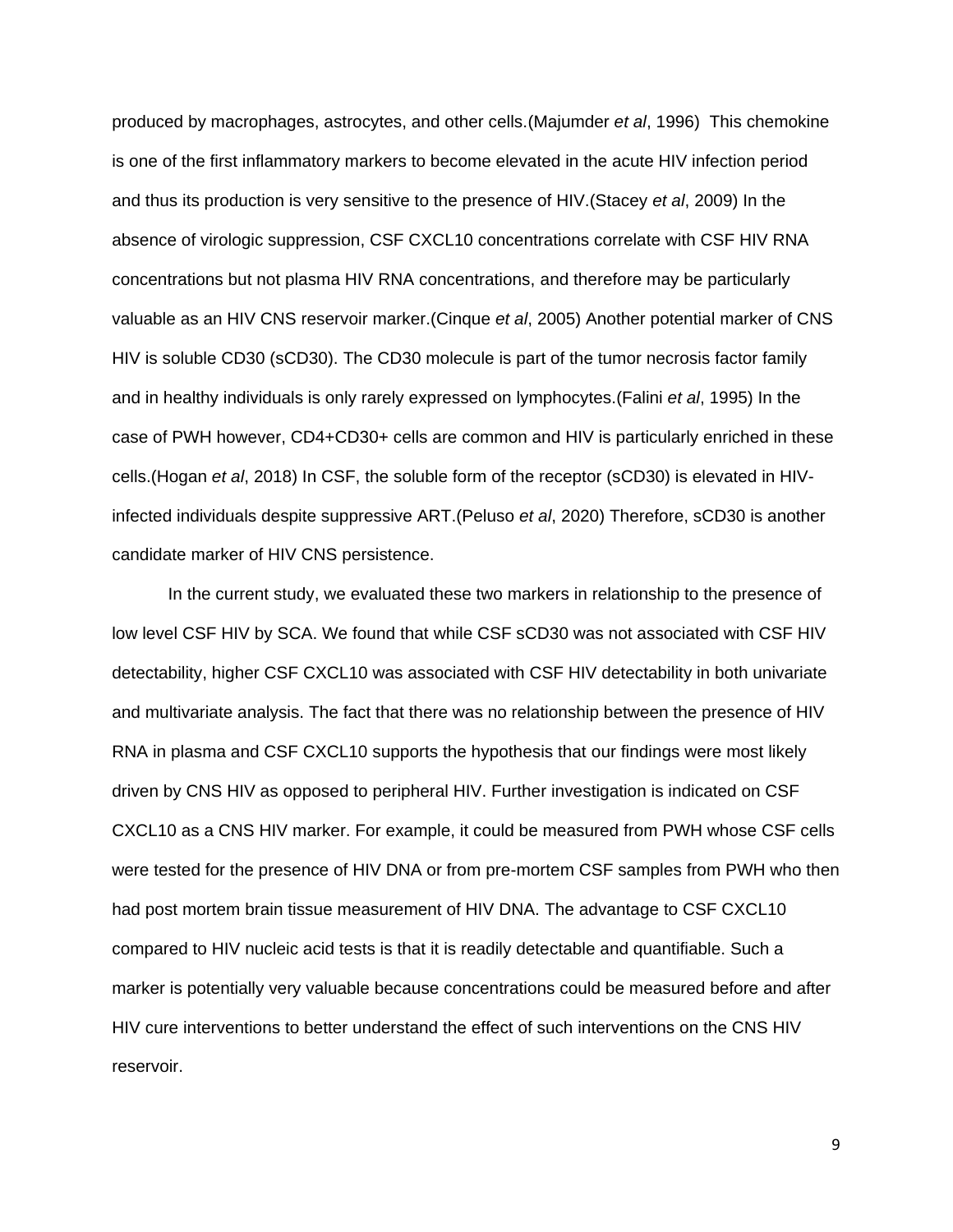produced by macrophages, astrocytes, and other cells.(Majumder *et al*, 1996)  This chemokine is one of the first inflammatory markers to become elevated in the acute HIV infection period and thus its production is very sensitive to the presence of HIV.(Stacey *et al*, 2009) In the absence of virologic suppression, CSF CXCL10 concentrations correlate with CSF HIV RNA concentrations but not plasma HIV RNA concentrations, and therefore may be particularly valuable as an HIV CNS reservoir marker.(Cinque *et al*, 2005) Another potential marker of CNS HIV is soluble CD30 (sCD30). The CD30 molecule is part of the tumor necrosis factor family and in healthy individuals is only rarely expressed on lymphocytes.(Falini *et al*, 1995) In the case of PWH however, CD4+CD30+ cells are common and HIV is particularly enriched in these cells.(Hogan *et al*, 2018) In CSF, the soluble form of the receptor (sCD30) is elevated in HIV-infected individuals despite suppressive ART.(Peluso *et al*, 2020) Therefore, sCD30 is another candidate marker of HIV CNS persistence.

In the current study, we evaluated these two markers in relationship to the presence of low level CSF HIV by SCA. We found that while CSF sCD30 was not associated with CSF HIV detectability, higher CSF CXCL10 was associated with CSF HIV detectability in both univariate and multivariate analysis. The fact that there was no relationship between the presence of HIV RNA in plasma and CSF CXCL10 supports the hypothesis that our findings were most likely driven by CNS HIV as opposed to peripheral HIV. Further investigation is indicated on CSF CXCL10 as a CNS HIV marker. For example, it could be measured from PWH whose CSF cells were tested for the presence of HIV DNA or from pre-mortem CSF samples from PWH who then had post mortem brain tissue measurement of HIV DNA. The advantage to CSF CXCL10 compared to HIV nucleic acid tests is that it is readily detectable and quantifiable. Such a marker is potentially very valuable because concentrations could be measured before and after HIV cure interventions to better understand the effect of such interventions on the CNS HIV reservoir.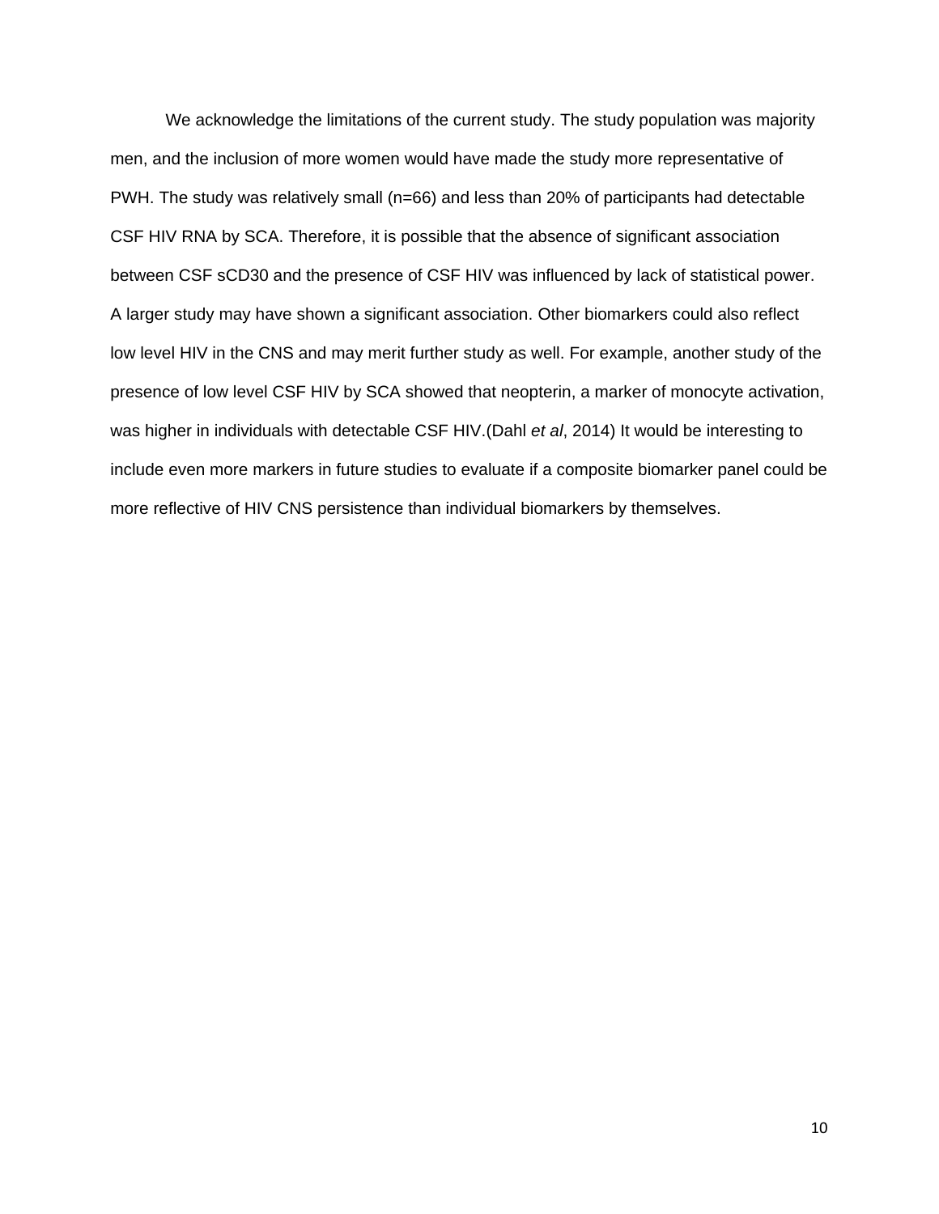We acknowledge the limitations of the current study. The study population was majority men, and the inclusion of more women would have made the study more representative of PWH. The study was relatively small (n=66) and less than 20% of participants had detectable CSF HIV RNA by SCA. Therefore, it is possible that the absence of significant association between CSF sCD30 and the presence of CSF HIV was influenced by lack of statistical power. A larger study may have shown a significant association. Other biomarkers could also reflect low level HIV in the CNS and may merit further study as well. For example, another study of the presence of low level CSF HIV by SCA showed that neopterin, a marker of monocyte activation, was higher in individuals with detectable CSF HIV.(Dahl *et al*, 2014) It would be interesting to include even more markers in future studies to evaluate if a composite biomarker panel could be more reflective of HIV CNS persistence than individual biomarkers by themselves.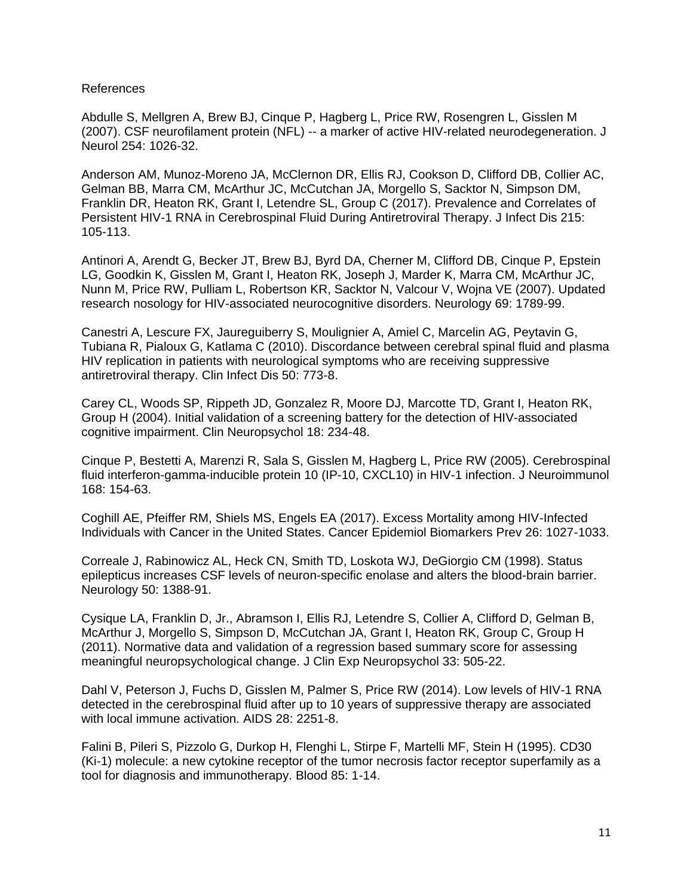# References

Abdulle S, Mellgren A, Brew BJ, Cinque P, Hagberg L, Price RW, Rosengren L, Gisslen M (2007). CSF neurofilament protein (NFL) -- a marker of active HIV-related neurodegeneration. J Neurol 254: 1026-32.

Anderson AM, Munoz-Moreno JA, McClernon DR, Ellis RJ, Cookson D, Clifford DB, Collier AC, Gelman BB, Marra CM, McArthur JC, McCutchan JA, Morgello S, Sacktor N, Simpson DM, Franklin DR, Heaton RK, Grant I, Letendre SL, Group C (2017). Prevalence and Correlates of Persistent HIV-1 RNA in Cerebrospinal Fluid During Antiretroviral Therapy. J Infect Dis 215: 105-113.

Antinori A, Arendt G, Becker JT, Brew BJ, Byrd DA, Cherner M, Clifford DB, Cinque P, Epstein LG, Goodkin K, Gisslen M, Grant I, Heaton RK, Joseph J, Marder K, Marra CM, McArthur JC, Nunn M, Price RW, Pulliam L, Robertson KR, Sacktor N, Valcour V, Wojna VE (2007). Updated research nosology for HIV-associated neurocognitive disorders. Neurology 69: 1789-99.

Canestri A, Lescure FX, Jaureguiberry S, Moulignier A, Amiel C, Marcelin AG, Peytavin G, Tubiana R, Pialoux G, Katlama C (2010). Discordance between cerebral spinal fluid and plasma HIV replication in patients with neurological symptoms who are receiving suppressive antiretroviral therapy. Clin Infect Dis 50: 773-8.

Carey CL, Woods SP, Rippeth JD, Gonzalez R, Moore DJ, Marcotte TD, Grant I, Heaton RK, Group H (2004). Initial validation of a screening battery for the detection of HIV-associated cognitive impairment. Clin Neuropsychol 18: 234-48.

Cinque P, Bestetti A, Marenzi R, Sala S, Gisslen M, Hagberg L, Price RW (2005). Cerebrospinal fluid interferon-gamma-inducible protein 10 (IP-10, CXCL10) in HIV-1 infection. J Neuroimmunol 168: 154-63.

Coghill AE, Pfeiffer RM, Shiels MS, Engels EA (2017). Excess Mortality among HIV-Infected Individuals with Cancer in the United States. Cancer Epidemiol Biomarkers Prev 26: 1027-1033.

Correale J, Rabinowicz AL, Heck CN, Smith TD, Loskota WJ, DeGiorgio CM (1998). Status epilepticus increases CSF levels of neuron-specific enolase and alters the blood-brain barrier. Neurology 50: 1388-91.

Cysique LA, Franklin D, Jr., Abramson I, Ellis RJ, Letendre S, Collier A, Clifford D, Gelman B, McArthur J, Morgello S, Simpson D, McCutchan JA, Grant I, Heaton RK, Group C, Group H (2011). Normative data and validation of a regression based summary score for assessing meaningful neuropsychological change. J Clin Exp Neuropsychol 33: 505-22.

Dahl V, Peterson J, Fuchs D, Gisslen M, Palmer S, Price RW (2014). Low levels of HIV-1 RNA detected in the cerebrospinal fluid after up to 10 years of suppressive therapy are associated with local immune activation. AIDS 28: 2251-8.

Falini B, Pileri S, Pizzolo G, Durkop H, Flenghi L, Stirpe F, Martelli MF, Stein H (1995). CD30 (Ki-1) molecule: a new cytokine receptor of the tumor necrosis factor receptor superfamily as a tool for diagnosis and immunotherapy. Blood 85: 1-14.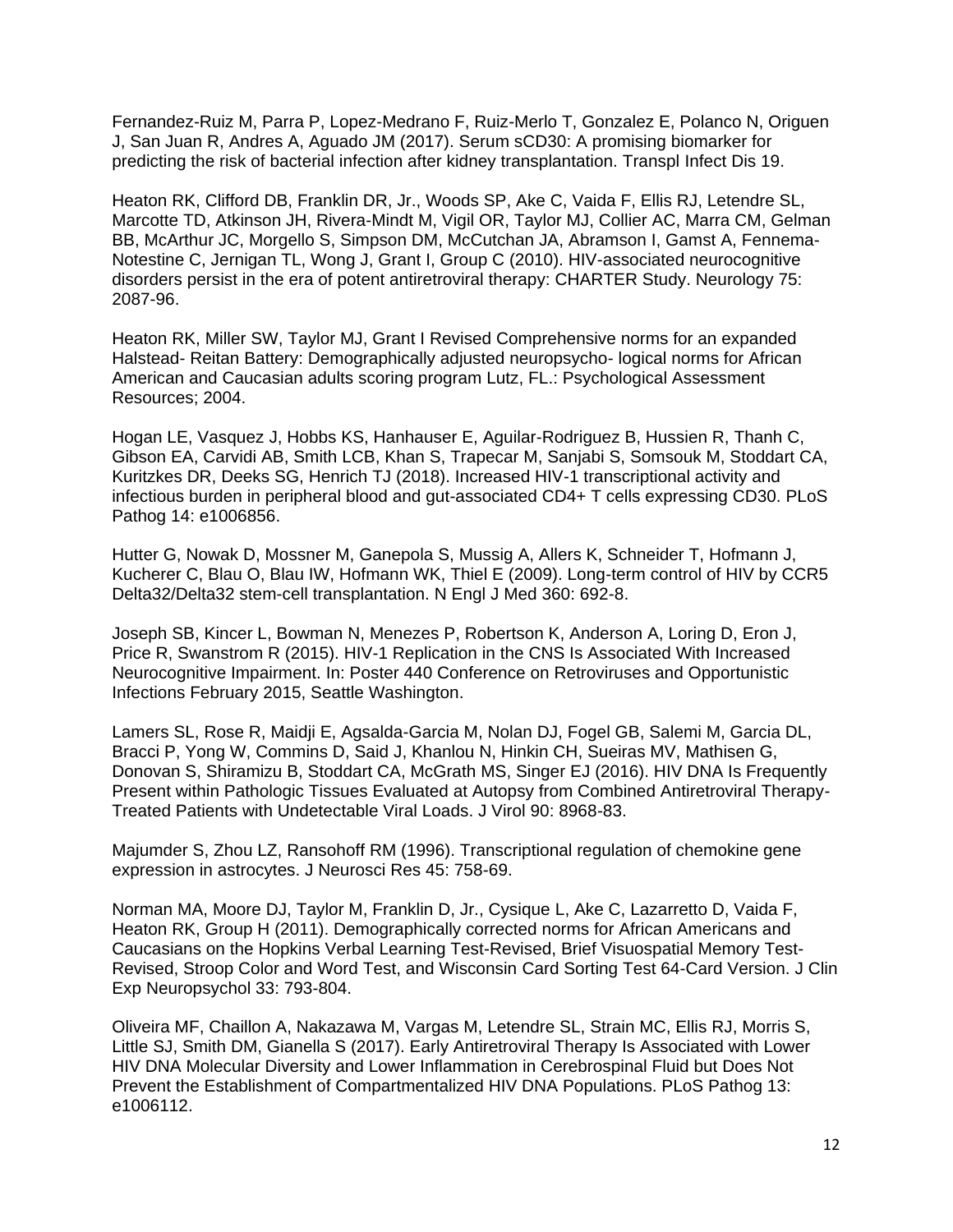Fernandez-Ruiz M, Parra P, Lopez-Medrano F, Ruiz-Merlo T, Gonzalez E, Polanco N, Origuen J, San Juan R, Andres A, Aguado JM (2017). Serum sCD30: A promising biomarker for predicting the risk of bacterial infection after kidney transplantation. Transpl Infect Dis 19.

Heaton RK, Clifford DB, Franklin DR, Jr., Woods SP, Ake C, Vaida F, Ellis RJ, Letendre SL, Marcotte TD, Atkinson JH, Rivera-Mindt M, Vigil OR, Taylor MJ, Collier AC, Marra CM, Gelman BB, McArthur JC, Morgello S, Simpson DM, McCutchan JA, Abramson I, Gamst A, Fennema-Notestine C, Jernigan TL, Wong J, Grant I, Group C (2010). HIV-associated neurocognitive disorders persist in the era of potent antiretroviral therapy: CHARTER Study. Neurology 75: 2087-96.

Heaton RK, Miller SW, Taylor MJ, Grant I Revised Comprehensive norms for an expanded Halstead- Reitan Battery: Demographically adjusted neuropsycho- logical norms for African American and Caucasian adults scoring program Lutz, FL.: Psychological Assessment Resources; 2004.

Hogan LE, Vasquez J, Hobbs KS, Hanhauser E, Aguilar-Rodriguez B, Hussien R, Thanh C, Gibson EA, Carvidi AB, Smith LCB, Khan S, Trapecar M, Sanjabi S, Somsouk M, Stoddart CA, Kuritzkes DR, Deeks SG, Henrich TJ (2018). Increased HIV-1 transcriptional activity and infectious burden in peripheral blood and gut-associated CD4+ T cells expressing CD30. PLoS Pathog 14: e1006856.

Hutter G, Nowak D, Mossner M, Ganepola S, Mussig A, Allers K, Schneider T, Hofmann J, Kucherer C, Blau O, Blau IW, Hofmann WK, Thiel E (2009). Long-term control of HIV by CCR5 Delta32/Delta32 stem-cell transplantation. N Engl J Med 360: 692-8.

Joseph SB, Kincer L, Bowman N, Menezes P, Robertson K, Anderson A, Loring D, Eron J, Price R, Swanstrom R (2015). HIV-1 Replication in the CNS Is Associated With Increased Neurocognitive Impairment. In: Poster 440 Conference on Retroviruses and Opportunistic Infections February 2015, Seattle Washington.

Lamers SL, Rose R, Maidji E, Agsalda-Garcia M, Nolan DJ, Fogel GB, Salemi M, Garcia DL, Bracci P, Yong W, Commins D, Said J, Khanlou N, Hinkin CH, Sueiras MV, Mathisen G, Donovan S, Shiramizu B, Stoddart CA, McGrath MS, Singer EJ (2016). HIV DNA Is Frequently Present within Pathologic Tissues Evaluated at Autopsy from Combined Antiretroviral Therapy-Treated Patients with Undetectable Viral Loads. J Virol 90: 8968-83.

Majumder S, Zhou LZ, Ransohoff RM (1996). Transcriptional regulation of chemokine gene expression in astrocytes. J Neurosci Res 45: 758-69.

Norman MA, Moore DJ, Taylor M, Franklin D, Jr., Cysique L, Ake C, Lazarretto D, Vaida F, Heaton RK, Group H (2011). Demographically corrected norms for African Americans and Caucasians on the Hopkins Verbal Learning Test-Revised, Brief Visuospatial Memory Test-Revised, Stroop Color and Word Test, and Wisconsin Card Sorting Test 64-Card Version. J Clin Exp Neuropsychol 33: 793-804.

Oliveira MF, Chaillon A, Nakazawa M, Vargas M, Letendre SL, Strain MC, Ellis RJ, Morris S, Little SJ, Smith DM, Gianella S (2017). Early Antiretroviral Therapy Is Associated with Lower HIV DNA Molecular Diversity and Lower Inflammation in Cerebrospinal Fluid but Does Not Prevent the Establishment of Compartmentalized HIV DNA Populations. PLoS Pathog 13: e1006112.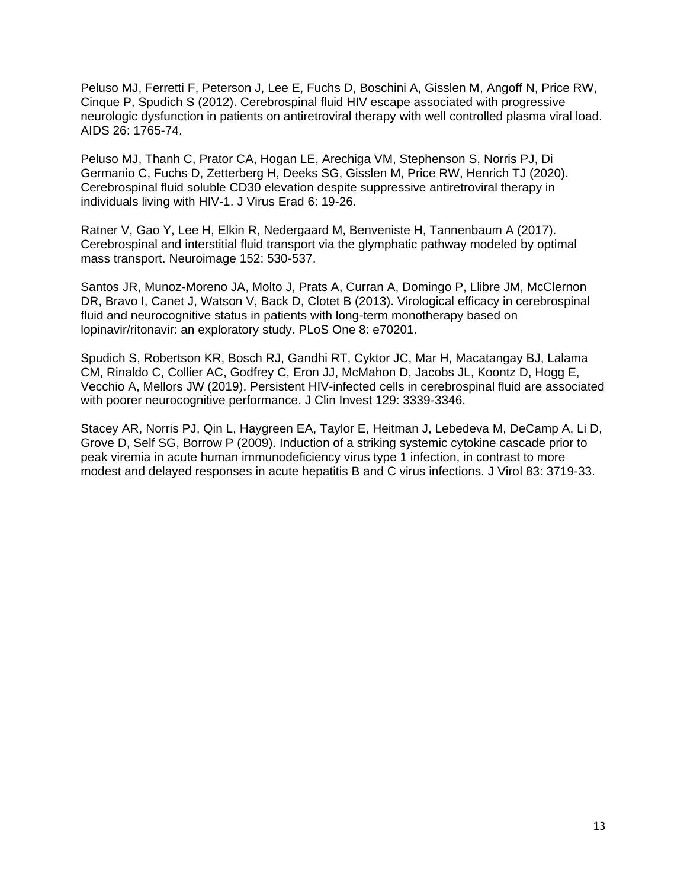Peluso MJ, Ferretti F, Peterson J, Lee E, Fuchs D, Boschini A, Gisslen M, Angoff N, Price RW, Cinque P, Spudich S (2012). Cerebrospinal fluid HIV escape associated with progressive neurologic dysfunction in patients on antiretroviral therapy with well controlled plasma viral load. AIDS 26: 1765-74.

Peluso MJ, Thanh C, Prator CA, Hogan LE, Arechiga VM, Stephenson S, Norris PJ, Di Germanio C, Fuchs D, Zetterberg H, Deeks SG, Gisslen M, Price RW, Henrich TJ (2020). Cerebrospinal fluid soluble CD30 elevation despite suppressive antiretroviral therapy in individuals living with HIV-1. J Virus Erad 6: 19-26.

Ratner V, Gao Y, Lee H, Elkin R, Nedergaard M, Benveniste H, Tannenbaum A (2017). Cerebrospinal and interstitial fluid transport via the glymphatic pathway modeled by optimal mass transport. Neuroimage 152: 530-537.

Santos JR, Munoz-Moreno JA, Molto J, Prats A, Curran A, Domingo P, Llibre JM, McClernon DR, Bravo I, Canet J, Watson V, Back D, Clotet B (2013). Virological efficacy in cerebrospinal fluid and neurocognitive status in patients with long-term monotherapy based on lopinavir/ritonavir: an exploratory study. PLoS One 8: e70201.

Spudich S, Robertson KR, Bosch RJ, Gandhi RT, Cyktor JC, Mar H, Macatangay BJ, Lalama CM, Rinaldo C, Collier AC, Godfrey C, Eron JJ, McMahon D, Jacobs JL, Koontz D, Hogg E, Vecchio A, Mellors JW (2019). Persistent HIV-infected cells in cerebrospinal fluid are associated with poorer neurocognitive performance. J Clin Invest 129: 3339-3346.

Stacey AR, Norris PJ, Qin L, Haygreen EA, Taylor E, Heitman J, Lebedeva M, DeCamp A, Li D, Grove D, Self SG, Borrow P (2009). Induction of a striking systemic cytokine cascade prior to peak viremia in acute human immunodeficiency virus type 1 infection, in contrast to more modest and delayed responses in acute hepatitis B and C virus infections. J Virol 83: 3719-33.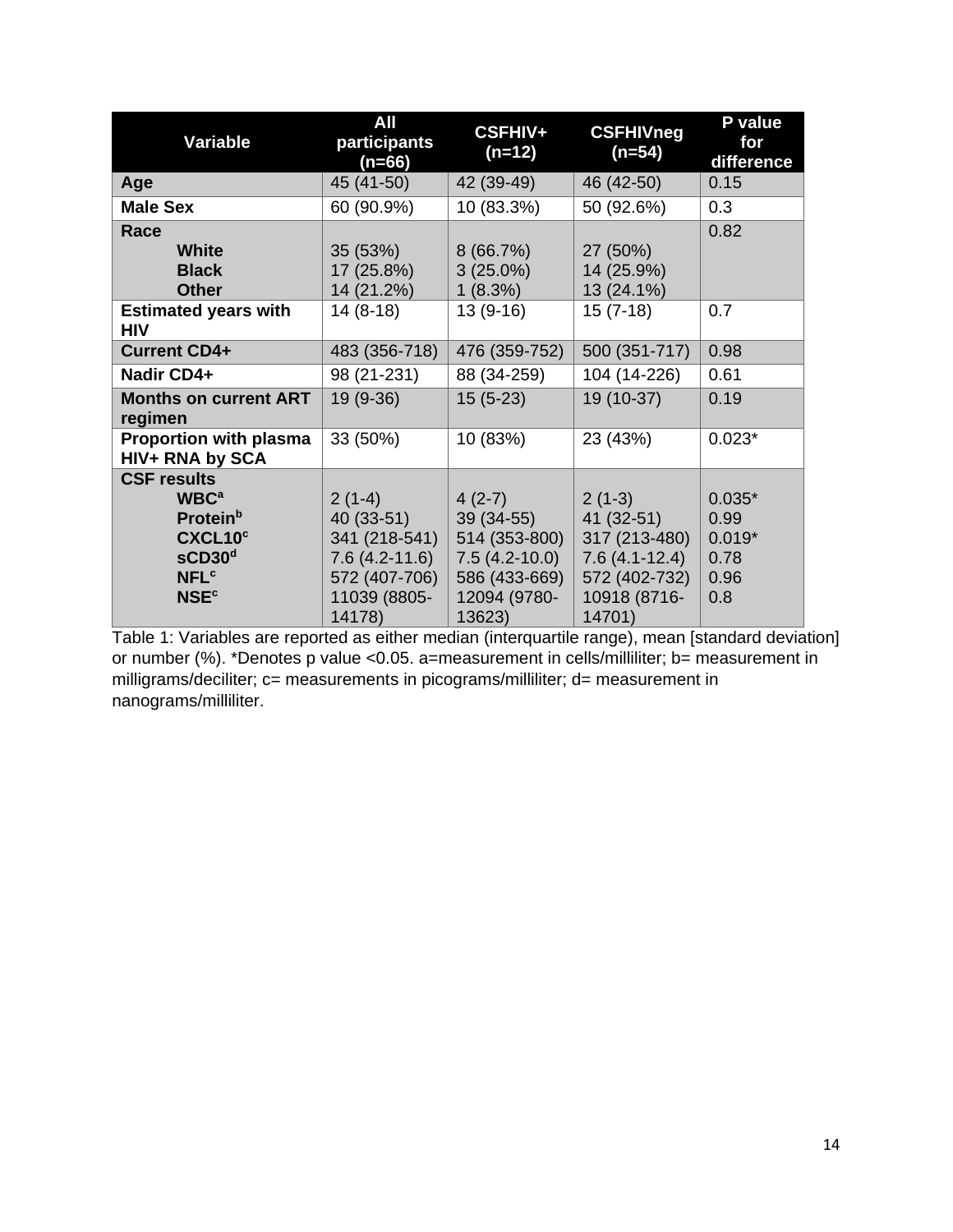| Variable | All participants (n=66) | CSFHIV+ (n=12) | CSFHIVneg (n=54) | P value for difference |
|---|---|---|---|---|
| **Age** | 45 (41-50) | 42 (39-49) | 46 (42-50) | 0.15 |
| **Male Sex** | 60 (90.9%) | 10 (83.3%) | 50 (92.6%) | 0.3 |
| **Race** | | | | 0.82 |
| **White** | 35 (53%) | 8 (66.7%) | 27 (50%) | |
| **Black** | 17 (25.8%) | 3 (25.0%) | 14 (25.9%) | |
| **Other** | 14 (21.2%) | 1 (8.3%) | 13 (24.1%) | |
| **Estimated years with HIV** | 14 (8-18) | 13 (9-16) | 15 (7-18) | 0.7 |
| **Current CD4+** | 483 (356-718) | 476 (359-752) | 500 (351-717) | 0.98 |
| **Nadir CD4+** | 98 (21-231) | 88 (34-259) | 104 (14-226) | 0.61 |
| **Months on current ART regimen** | 19 (9-36) | 15 (5-23) | 19 (10-37) | 0.19 |
| **Proportion with plasma HIV+ RNA by SCA** | 33 (50%) | 10 (83%) | 23 (43%) | 0.023* |
| **CSF results** | | | | |
| **WBC**[a] | 2 (1-4) | 4 (2-7) | 2 (1-3) | 0.035* |
| **Protein**[b] | 40 (33-51) | 39 (34-55) | 41 (32-51) | 0.99 |
| **CXCL10**[c] | 341 (218-541) | 514 (353-800) | 317 (213-480) | 0.019* |
| **sCD30**[d] | 7.6 (4.2-11.6) | 7.5 (4.2-10.0) | 7.6 (4.1-12.4) | 0.78 |
| **NFL**[c] | 572 (407-706) | 586 (433-669) | 572 (402-732) | 0.96 |
| **NSE**[c] | 11039 (8805-14178) | 12094 (9780-13623) | 10918 (8716-14701) | 0.8 |

Table 1: Variables are reported as either median (interquartile range), mean [standard deviation] or number (%). *Denotes p value <0.05. a=measurement in cells/milliliter; b= measurement in milligrams/deciliter; c= measurements in picograms/milliliter; d= measurement in nanograms/milliliter.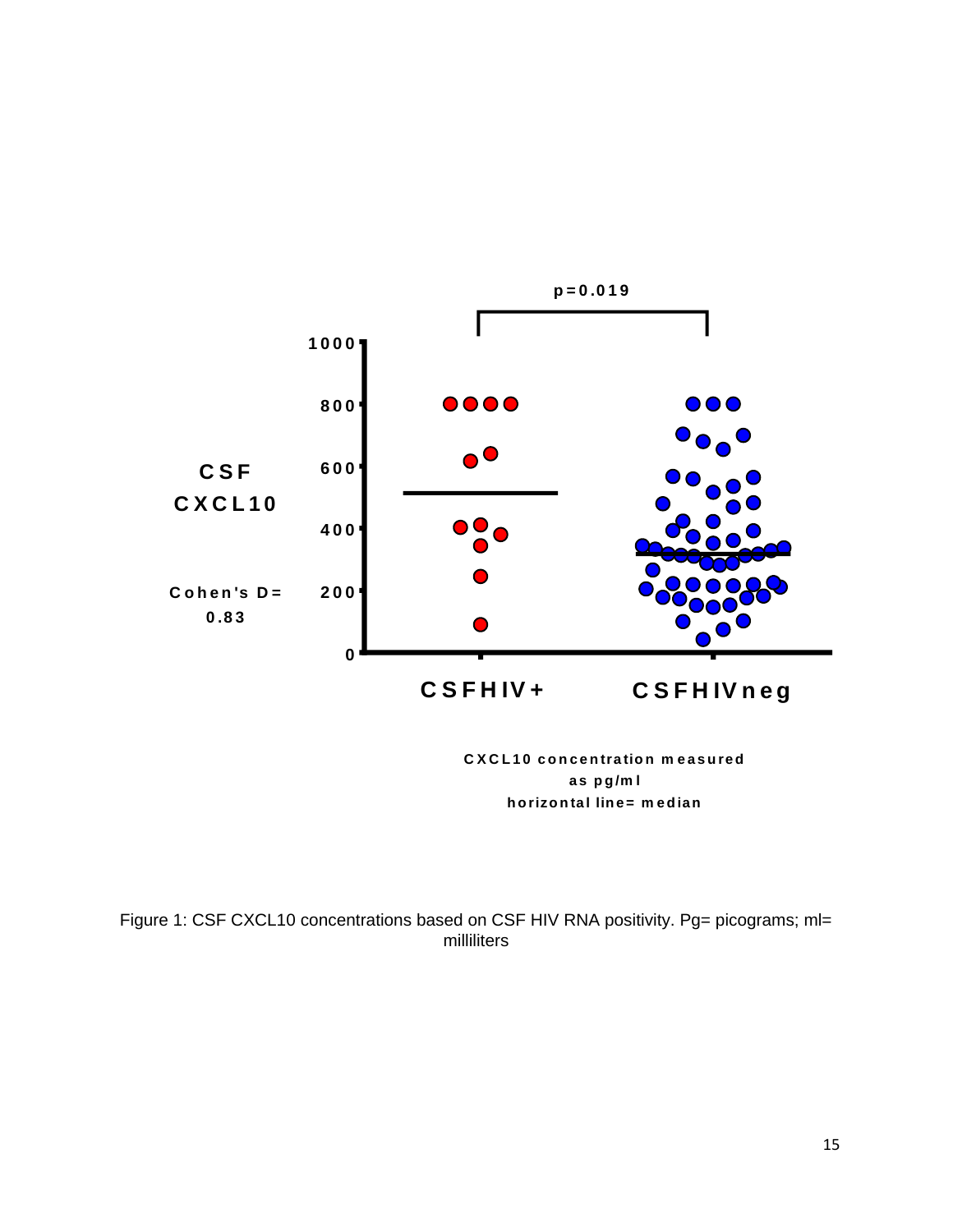p=0.019

CSF CXCL10

Cohen's D= 0.83

1000
800
600
400
200
0

CSFHIV+ CSFHIVneg

CXCL10 concentration measured as pg/ml
horizontal line= median

Figure 1: CSF CXCL10 concentrations based on CSF HIV RNA positivity. Pg= picograms; ml= milliliters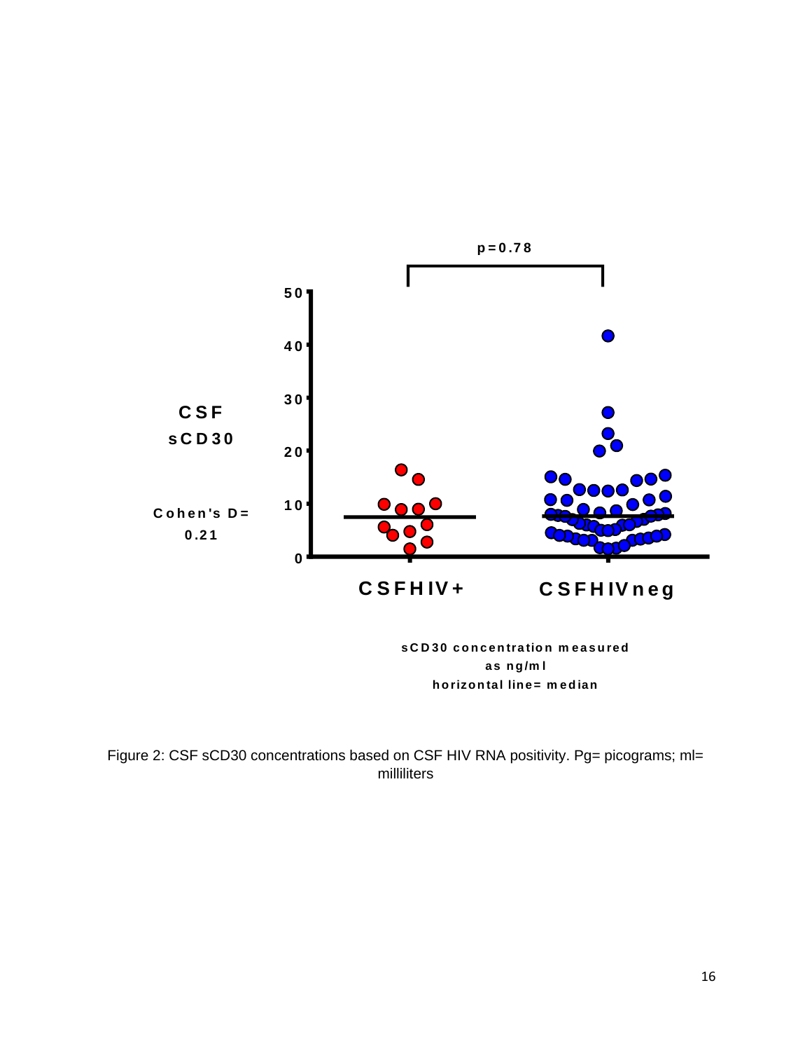p=0.78

CSF sCD30

Cohen's D= 0.21

50
40
30
20
10
0

CSFHIV+ CSFHIVneg

sCD30 concentration measured as ng/ml
horizontal line= median

Figure 2: CSF sCD30 concentrations based on CSF HIV RNA positivity. Pg= picograms; ml= milliliters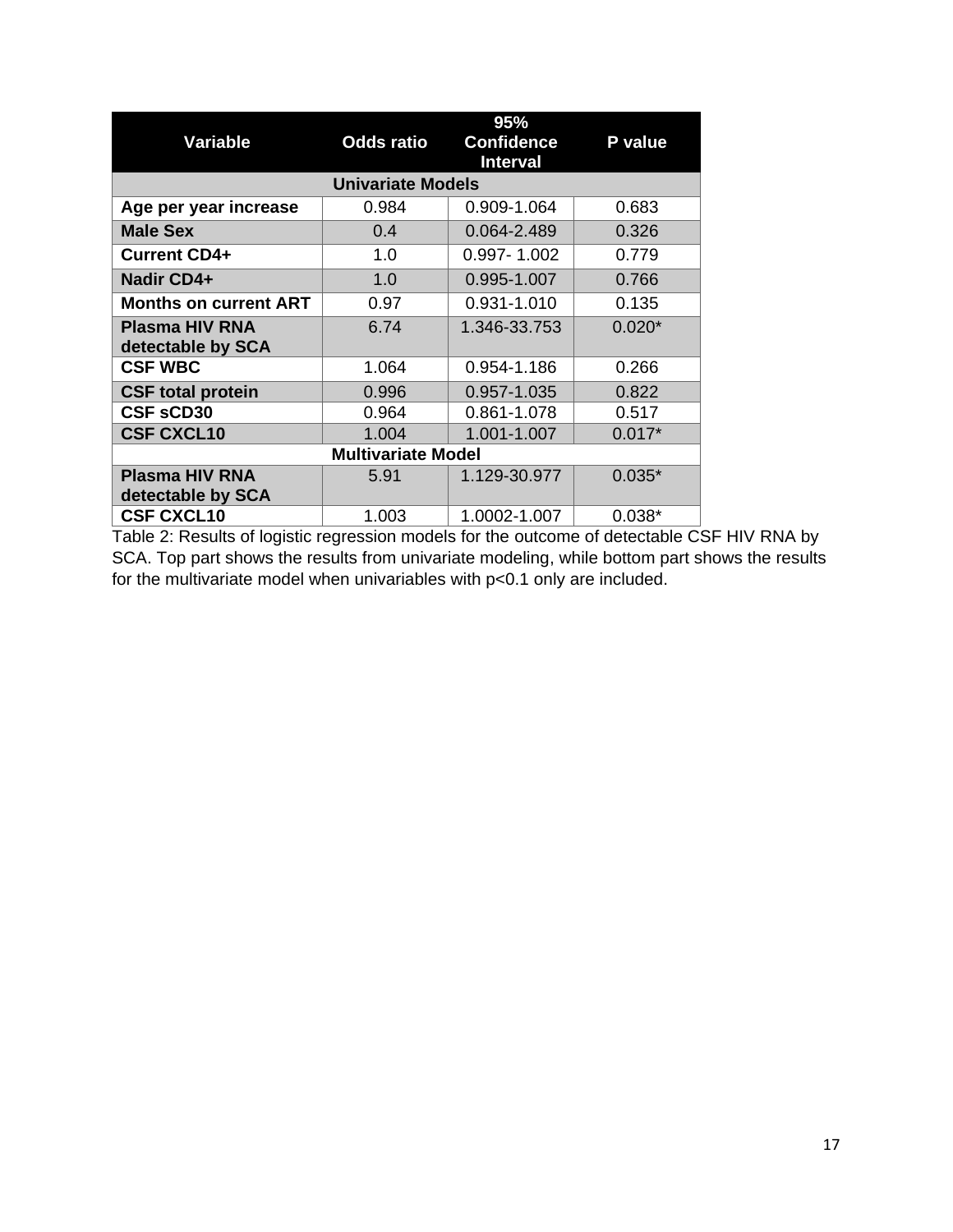| Variable | Odds ratio | 95% Confidence Interval | P value |
|---|---|---|---|
| **Univariate Models** | | | |
| **Age per year increase** | 0.984 | 0.909-1.064 | 0.683 |
| **Male Sex** | 0.4 | 0.064-2.489 | 0.326 |
| **Current CD4+** | 1.0 | 0.997- 1.002 | 0.779 |
| **Nadir CD4+** | 1.0 | 0.995-1.007 | 0.766 |
| **Months on current ART** | 0.97 | 0.931-1.010 | 0.135 |
| **Plasma HIV RNA detectable by SCA** | 6.74 | 1.346-33.753 | 0.020* |
| **CSF WBC** | 1.064 | 0.954-1.186 | 0.266 |
| **CSF total protein** | 0.996 | 0.957-1.035 | 0.822 |
| **CSF sCD30** | 0.964 | 0.861-1.078 | 0.517 |
| **CSF CXCL10** | 1.004 | 1.001-1.007 | 0.017* |
| **Multivariate Model** | | | |
| **Plasma HIV RNA detectable by SCA** | 5.91 | 1.129-30.977 | 0.035* |
| **CSF CXCL10** | 1.003 | 1.0002-1.007 | 0.038* |

Table 2: Results of logistic regression models for the outcome of detectable CSF HIV RNA by SCA. Top part shows the results from univariate modeling, while bottom part shows the results for the multivariate model when univariables with p<0.1 only are included.